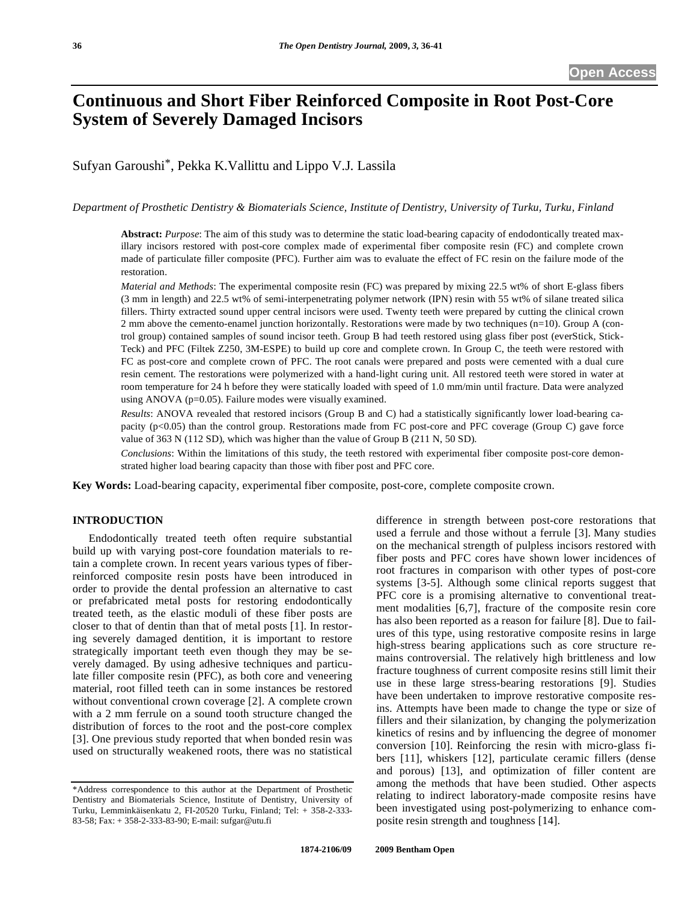Open Access

# Continuous and Short Fiber Reinforced Composite in Root Post-Core System of Severely Damaged Incisors

Sufyan Garoushi*, Pekka K.Vallittu and Lippo V.J. Lassila

*Department of Prosthetic Dentistry & Biomaterials Science, Institute of Dentistry, University of Turku, Turku, Finland*

**Abstract:** *Purpose*: The aim of this study was to determine the static load-bearing capacity of endodontically treated maxillary incisors restored with post-core complex made of experimental fiber composite resin (FC) and complete crown made of particulate filler composite (PFC). Further aim was to evaluate the effect of FC resin on the failure mode of the restoration.

*Material and Methods*: The experimental composite resin (FC) was prepared by mixing 22.5 wt% of short E-glass fibers (3 mm in length) and 22.5 wt% of semi-interpenetrating polymer network (IPN) resin with 55 wt% of silane treated silica fillers. Thirty extracted sound upper central incisors were used. Twenty teeth were prepared by cutting the clinical crown 2 mm above the cemento-enamel junction horizontally. Restorations were made by two techniques (n=10). Group A (control group) contained samples of sound incisor teeth. Group B had teeth restored using glass fiber post (everStick, StickTeck) and PFC (Filtek Z250, 3M-ESPE) to build up core and complete crown. In Group C, the teeth were restored with FC as post-core and complete crown of PFC. The root canals were prepared and posts were cemented with a dual cure resin cement. The restorations were polymerized with a hand-light curing unit. All restored teeth were stored in water at room temperature for 24 h before they were statically loaded with speed of 1.0 mm/min until fracture. Data were analyzed using ANOVA (p=0.05). Failure modes were visually examined.

*Results*: ANOVA revealed that restored incisors (Group B and C) had a statistically significantly lower load-bearing capacity ($p<0.05$) than the control group. Restorations made from FC post-core and PFC coverage (Group C) gave force value of 363 N (112 SD), which was higher than the value of Group B (211 N, 50 SD).

*Conclusions*: Within the limitations of this study, the teeth restored with experimental fiber composite post-core demonstrated higher load bearing capacity than those with fiber post and PFC core.

**Key Words:** Load-bearing capacity, experimental fiber composite, post-core, complete composite crown.

## INTRODUCTION

Endodontically treated teeth often require substantial build up with varying post-core foundation materials to retain a complete crown. In recent years various types of fiber-reinforced composite resin posts have been introduced in order to provide the dental profession an alternative to cast or prefabricated metal posts for restoring endodontically treated teeth, as the elastic moduli of these fiber posts are closer to that of dentin than that of metal posts [1]. In restoring severely damaged dentition, it is important to restore strategically important teeth even though they may be severely damaged. By using adhesive techniques and particulate filler composite resin (PFC), as both core and veneering material, root filled teeth can in some instances be restored without conventional crown coverage [2]. A complete crown with a 2 mm ferrule on a sound tooth structure changed the distribution of forces to the root and the post-core complex [3]. One previous study reported that when bonded resin was used on structurally weakened roots, there was no statistical difference in strength between post-core restorations that used a ferrule and those without a ferrule [3]. Many studies on the mechanical strength of pulpless incisors restored with fiber posts and PFC cores have shown lower incidences of root fractures in comparison with other types of post-core systems [3-5]. Although some clinical reports suggest that PFC core is a promising alternative to conventional treatment modalities [6,7], fracture of the composite resin core has also been reported as a reason for failure [8]. Due to failures of this type, using restorative composite resins in large high-stress bearing applications such as core structure remains controversial. The relatively high brittleness and low fracture toughness of current composite resins still limit their use in these large stress-bearing restorations [9]. Studies have been undertaken to improve restorative composite resins. Attempts have been made to change the type or size of fillers and their silanization, by changing the polymerization kinetics of resins and by influencing the degree of monomer conversion [10]. Reinforcing the resin with micro-glass fibers [11], whiskers [12], particulate ceramic fillers (dense and porous) [13], and optimization of filler content are among the methods that have been studied. Other aspects relating to indirect laboratory-made composite resins have been investigated using post-polymerizing to enhance composite resin strength and toughness [14].

*Address correspondence to this author at the Department of Prosthetic Dentistry and Biomaterials Science, Institute of Dentistry, University of Turku, Lemminkäisenkatu 2, FI-20520 Turku, Finland; Tel: + 358-2-333-83-58; Fax: + 358-2-333-83-90; E-mail: sufgar@utu.fi

1874-2106/09 2009 Bentham Open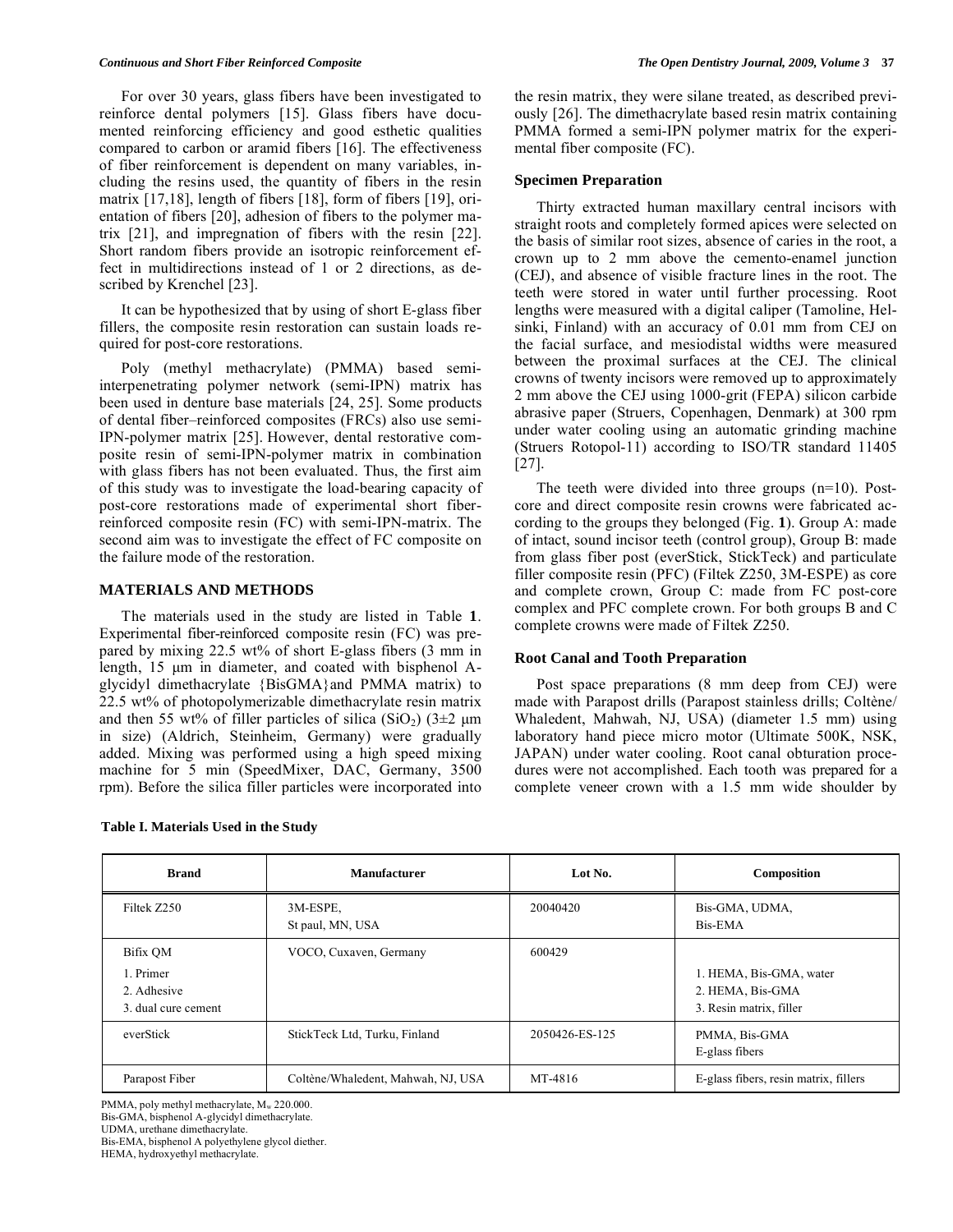For over 30 years, glass fibers have been investigated to reinforce dental polymers [15]. Glass fibers have documented reinforcing efficiency and good esthetic qualities compared to carbon or aramid fibers [16]. The effectiveness of fiber reinforcement is dependent on many variables, including the resins used, the quantity of fibers in the resin matrix [17,18], length of fibers [18], form of fibers [19], orientation of fibers [20], adhesion of fibers to the polymer matrix [21], and impregnation of fibers with the resin [22]. Short random fibers provide an isotropic reinforcement effect in multidirections instead of 1 or 2 directions, as described by Krenchel [23].

It can be hypothesized that by using of short E-glass fiber fillers, the composite resin restoration can sustain loads required for post-core restorations.

Poly (methyl methacrylate) (PMMA) based semi-interpenetrating polymer network (semi-IPN) matrix has been used in denture base materials [24, 25]. Some products of dental fiber–reinforced composites (FRCs) also use semi-IPN-polymer matrix [25]. However, dental restorative composite resin of semi-IPN-polymer matrix in combination with glass fibers has not been evaluated. Thus, the first aim of this study was to investigate the load-bearing capacity of post-core restorations made of experimental short fiber-reinforced composite resin (FC) with semi-IPN-matrix. The second aim was to investigate the effect of FC composite on the failure mode of the restoration.

## MATERIALS AND METHODS

The materials used in the study are listed in Table **1**. Experimental fiber-reinforced composite resin (FC) was prepared by mixing 22.5 wt% of short E-glass fibers (3 mm in length, 15 µm in diameter, and coated with bisphenol A-glycidyl dimethacrylate {BisGMA}and PMMA matrix) to 22.5 wt% of photopolymerizable dimethacrylate resin matrix and then 55 wt% of filler particles of silica ($SiO_2$) (3±2 µm in size) (Aldrich, Steinheim, Germany) were gradually added. Mixing was performed using a high speed mixing machine for 5 min (SpeedMixer, DAC, Germany, 3500 rpm). Before the silica filler particles were incorporated into the resin matrix, they were silane treated, as described previously [26]. The dimethacrylate based resin matrix containing PMMA formed a semi-IPN polymer matrix for the experimental fiber composite (FC).

### Specimen Preparation

Thirty extracted human maxillary central incisors with straight roots and completely formed apices were selected on the basis of similar root sizes, absence of caries in the root, a crown up to 2 mm above the cemento-enamel junction (CEJ), and absence of visible fracture lines in the root. The teeth were stored in water until further processing. Root lengths were measured with a digital caliper (Tamoline, Helsinki, Finland) with an accuracy of 0.01 mm from CEJ on the facial surface, and mesiodistal widths were measured between the proximal surfaces at the CEJ. The clinical crowns of twenty incisors were removed up to approximately 2 mm above the CEJ using 1000-grit (FEPA) silicon carbide abrasive paper (Struers, Copenhagen, Denmark) at 300 rpm under water cooling using an automatic grinding machine (Struers Rotopol-11) according to ISO/TR standard 11405 [27].

The teeth were divided into three groups (n=10). Post-core and direct composite resin crowns were fabricated according to the groups they belonged (Fig. **1**). Group A: made of intact, sound incisor teeth (control group), Group B: made from glass fiber post (everStick, StickTeck) and particulate filler composite resin (PFC) (Filtek Z250, 3M-ESPE) as core and complete crown, Group C: made from FC post-core complex and PFC complete crown. For both groups B and C complete crowns were made of Filtek Z250.

### Root Canal and Tooth Preparation

Post space preparations (8 mm deep from CEJ) were made with Parapost drills (Parapost stainless drills; Coltène/Whaledent, Mahwah, NJ, USA) (diameter 1.5 mm) using laboratory hand piece micro motor (Ultimate 500K, NSK, JAPAN) under water cooling. Root canal obturation procedures were not accomplished. Each tooth was prepared for a complete veneer crown with a 1.5 mm wide shoulder by

**Table I. Materials Used in the Study**

| Brand | Manufacturer | Lot No. | Composition |
|---|---|---|---|
| Filtek Z250 | 3M-ESPE, St paul, MN, USA | 20040420 | Bis-GMA, UDMA, Bis-EMA |
| Bifix QM<br>1. Primer<br>2. Adhesive<br>3. dual cure cement | VOCO, Cuxaven, Germany | 600429 | 1. HEMA, Bis-GMA, water<br>2. HEMA, Bis-GMA<br>3. Resin matrix, filler |
| everStick | StickTeck Ltd, Turku, Finland | 2050426-ES-125 | PMMA, Bis-GMA<br>E-glass fibers |
| Parapost Fiber | Coltène/Whaledent, Mahwah, NJ, USA | MT-4816 | E-glass fibers, resin matrix, fillers |

PMMA, poly methyl methacrylate, $M_w$ 220.000.
Bis-GMA, bisphenol A-glycidyl dimethacrylate.
UDMA, urethane dimethacrylate.
Bis-EMA, bisphenol A polyethylene glycol diether.
HEMA, hydroxyethyl methacrylate.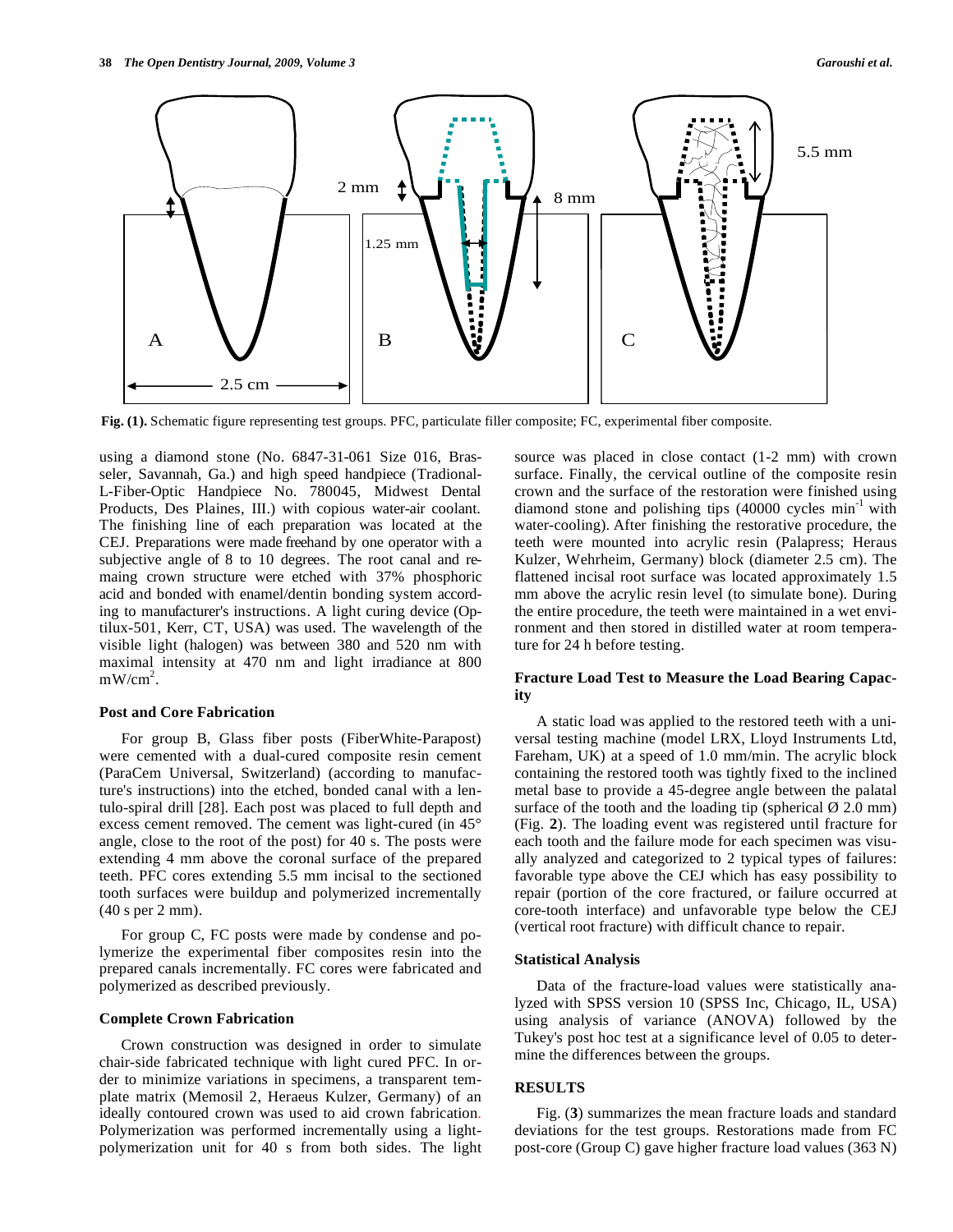Fig. (1). Schematic figure representing test groups. PFC, particulate filler composite; FC, experimental fiber composite.

using a diamond stone (No. 6847-31-061 Size 016, Brasseler, Savannah, Ga.) and high speed handpiece (Tradional-L-Fiber-Optic Handpiece No. 780045, Midwest Dental Products, Des Plaines, III.) with copious water-air coolant. The finishing line of each preparation was located at the CEJ. Preparations were made freehand by one operator with a subjective angle of 8 to 10 degrees. The root canal and remaining crown structure were etched with 37% phosphoric acid and bonded with enamel/dentin bonding system according to manufacturer's instructions. A light curing device (Optilux-501, Kerr, CT, USA) was used. The wavelength of the visible light (halogen) was between 380 and 520 nm with maximal intensity at 470 nm and light irradiance at 800 $mW/cm^2$.

### Post and Core Fabrication

For group B, Glass fiber posts (FiberWhite-Parapost) were cemented with a dual-cured composite resin cement (ParaCem Universal, Switzerland) (according to manufacture's instructions) into the etched, bonded canal with a lentulo-spiral drill [28]. Each post was placed to full depth and excess cement removed. The cement was light-cured (in 45° angle, close to the root of the post) for 40 s. The posts were extending 4 mm above the coronal surface of the prepared teeth. PFC cores extending 5.5 mm incisal to the sectioned tooth surfaces were buildup and polymerized incrementally (40 s per 2 mm).

For group C, FC posts were made by condense and polymerize the experimental fiber composites resin into the prepared canals incrementally. FC cores were fabricated and polymerized as described previously.

### Complete Crown Fabrication

Crown construction was designed in order to simulate chair-side fabricated technique with light cured PFC. In order to minimize variations in specimens, a transparent template matrix (Memosil 2, Heraeus Kulzer, Germany) of an ideally contoured crown was used to aid crown fabrication. Polymerization was performed incrementally using a light-polymerization unit for 40 s from both sides. The light source was placed in close contact (1-2 mm) with crown surface. Finally, the cervical outline of the composite resin crown and the surface of the restoration were finished using diamond stone and polishing tips (40000 cycles $min^{-1}$ with water-cooling). After finishing the restorative procedure, the teeth were mounted into acrylic resin (Palapress; Heraus Kulzer, Wehrheim, Germany) block (diameter 2.5 cm). The flattened incisal root surface was located approximately 1.5 mm above the acrylic resin level (to simulate bone). During the entire procedure, the teeth were maintained in a wet environment and then stored in distilled water at room temperature for 24 h before testing.

### Fracture Load Test to Measure the Load Bearing Capacity

A static load was applied to the restored teeth with a universal testing machine (model LRX, Lloyd Instruments Ltd, Fareham, UK) at a speed of 1.0 mm/min. The acrylic block containing the restored tooth was tightly fixed to the inclined metal base to provide a 45-degree angle between the palatal surface of the tooth and the loading tip (spherical Ø 2.0 mm) (Fig. **2**). The loading event was registered until fracture for each tooth and the failure mode for each specimen was visually analyzed and categorized to 2 typical types of failures: favorable type above the CEJ which has easy possibility to repair (portion of the core fractured, or failure occurred at core-tooth interface) and unfavorable type below the CEJ (vertical root fracture) with difficult chance to repair.

### Statistical Analysis

Data of the fracture-load values were statistically analyzed with SPSS version 10 (SPSS Inc, Chicago, IL, USA) using analysis of variance (ANOVA) followed by the Tukey's post hoc test at a significance level of 0.05 to determine the differences between the groups.

## RESULTS

Fig. (**3**) summarizes the mean fracture loads and standard deviations for the test groups. Restorations made from FC post-core (Group C) gave higher fracture load values (363 N)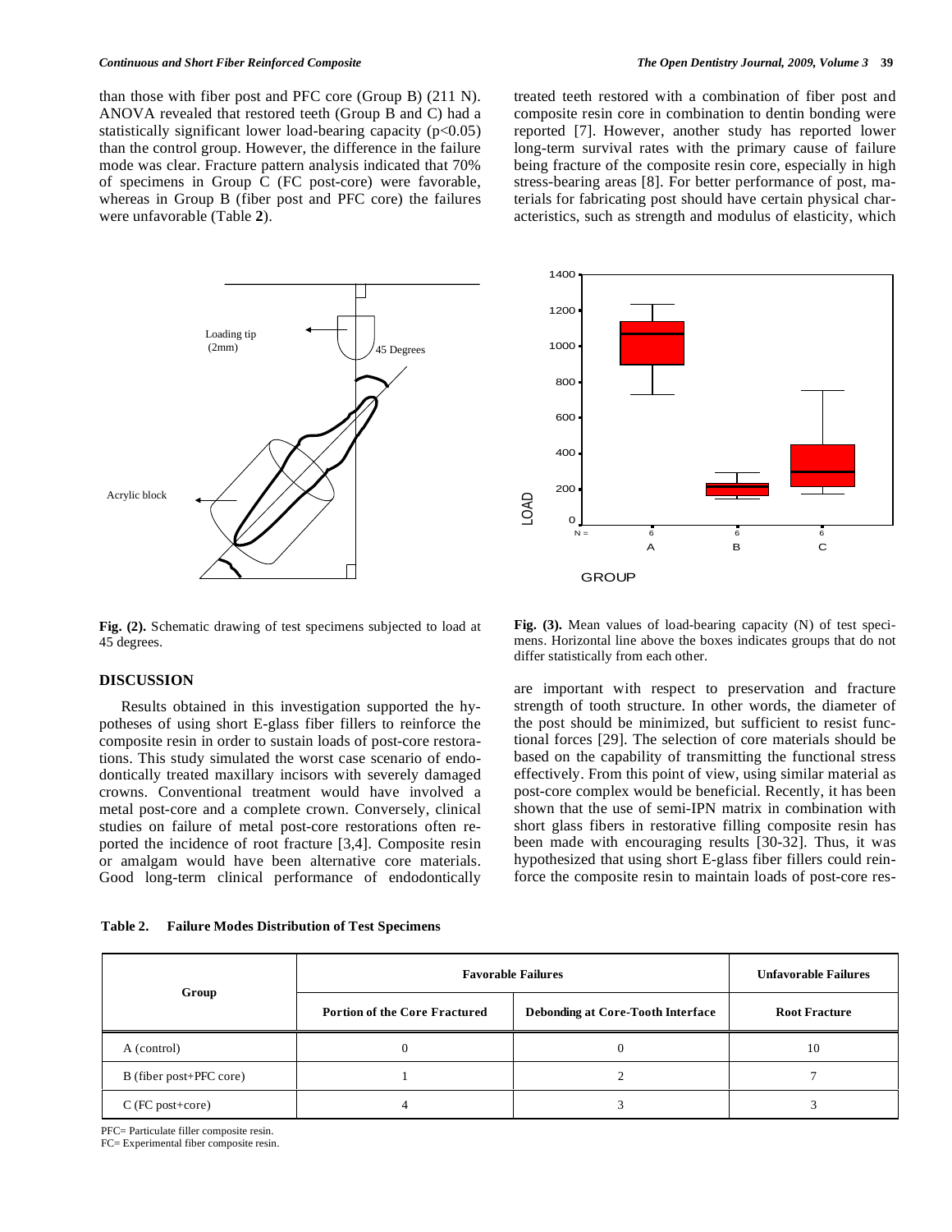than those with fiber post and PFC core (Group B) (211 N). ANOVA revealed that restored teeth (Group B and C) had a statistically significant lower load-bearing capacity ($p<0.05$) than the control group. However, the difference in the failure mode was clear. Fracture pattern analysis indicated that 70% of specimens in Group C (FC post-core) were favorable, whereas in Group B (fiber post and PFC core) the failures were unfavorable (Table **2**).

**Fig. (2).** Schematic drawing of test specimens subjected to load at 45 degrees.

**Fig. (3).** Mean values of load-bearing capacity (N) of test specimens. Horizontal line above the boxes indicates groups that do not differ statistically from each other.

## DISCUSSION

Results obtained in this investigation supported the hypotheses of using short E-glass fiber fillers to reinforce the composite resin in order to sustain loads of post-core restorations. This study simulated the worst case scenario of endodontically treated maxillary incisors with severely damaged crowns. Conventional treatment would have involved a metal post-core and a complete crown. Conversely, clinical studies on failure of metal post-core restorations often reported the incidence of root fracture [3,4]. Composite resin or amalgam would have been alternative core materials. Good long-term clinical performance of endodontically treated teeth restored with a combination of fiber post and composite resin core in combination to dentin bonding were reported [7]. However, another study has reported lower long-term survival rates with the primary cause of failure being fracture of the composite resin core, especially in high stress-bearing areas [8]. For better performance of post, materials for fabricating post should have certain physical characteristics, such as strength and modulus of elasticity, which are important with respect to preservation and fracture strength of tooth structure. In other words, the diameter of the post should be minimized, but sufficient to resist functional forces [29]. The selection of core materials should be based on the capability of transmitting the functional stress effectively. From this point of view, using similar material as post-core complex would be beneficial. Recently, it has been shown that the use of semi-IPN matrix in combination with short glass fibers in restorative filling composite resin has been made with encouraging results [30-32]. Thus, it was hypothesized that using short E-glass fiber fillers could reinforce the composite resin to maintain loads of post-core res-

**Table 2. Failure Modes Distribution of Test Specimens**

| Group | Favorable Failures | | Unfavorable Failures |
|---|---|---|---|
| | Portion of the Core Fractured | Debonding at Core-Tooth Interface | Root Fracture |
| A (control) | 0 | 0 | 10 |
| B (fiber post+PFC core) | 1 | 2 | 7 |
| C (FC post+core) | 4 | 3 | 3 |

PFC= Particulate filler composite resin.
FC= Experimental fiber composite resin.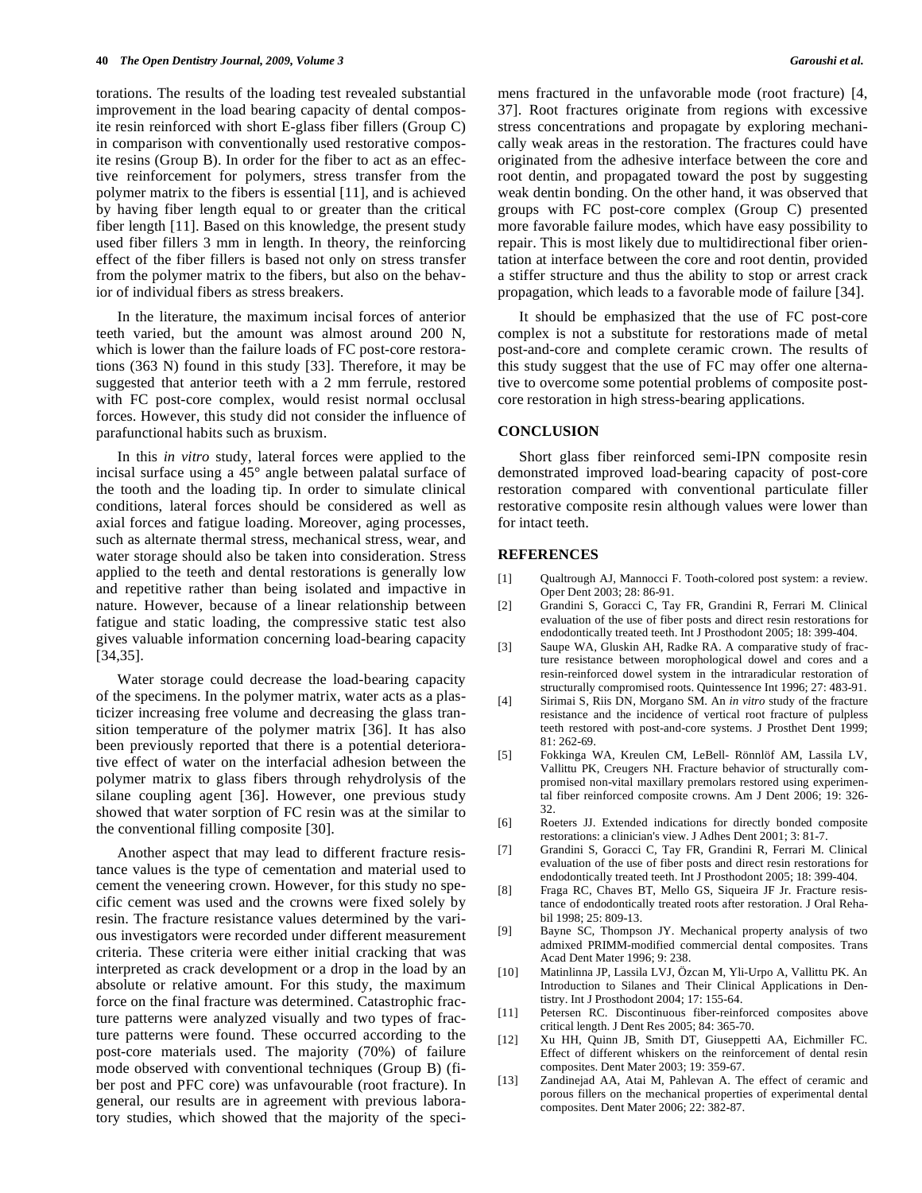torations. The results of the loading test revealed substantial improvement in the load bearing capacity of dental composite resin reinforced with short E-glass fiber fillers (Group C) in comparison with conventionally used restorative composite resins (Group B). In order for the fiber to act as an effective reinforcement for polymers, stress transfer from the polymer matrix to the fibers is essential [11], and is achieved by having fiber length equal to or greater than the critical fiber length [11]. Based on this knowledge, the present study used fiber fillers 3 mm in length. In theory, the reinforcing effect of the fiber fillers is based not only on stress transfer from the polymer matrix to the fibers, but also on the behavior of individual fibers as stress breakers.

In the literature, the maximum incisal forces of anterior teeth varied, but the amount was almost around 200 N, which is lower than the failure loads of FC post-core restorations (363 N) found in this study [33]. Therefore, it may be suggested that anterior teeth with a 2 mm ferrule, restored with FC post-core complex, would resist normal occlusal forces. However, this study did not consider the influence of parafunctional habits such as bruxism.

In this *in vitro* study, lateral forces were applied to the incisal surface using a 45° angle between palatal surface of the tooth and the loading tip. In order to simulate clinical conditions, lateral forces should be considered as well as axial forces and fatigue loading. Moreover, aging processes, such as alternate thermal stress, mechanical stress, wear, and water storage should also be taken into consideration. Stress applied to the teeth and dental restorations is generally low and repetitive rather than being isolated and impactive in nature. However, because of a linear relationship between fatigue and static loading, the compressive static test also gives valuable information concerning load-bearing capacity [34,35].

Water storage could decrease the load-bearing capacity of the specimens. In the polymer matrix, water acts as a plasticizer increasing free volume and decreasing the glass transition temperature of the polymer matrix [36]. It has also been previously reported that there is a potential deteriorative effect of water on the interfacial adhesion between the polymer matrix to glass fibers through rehydrolysis of the silane coupling agent [36]. However, one previous study showed that water sorption of FC resin was at the similar to the conventional filling composite [30].

Another aspect that may lead to different fracture resistance values is the type of cementation and material used to cement the veneering crown. However, for this study no specific cement was used and the crowns were fixed solely by resin. The fracture resistance values determined by the various investigators were recorded under different measurement criteria. These criteria were either initial cracking that was interpreted as crack development or a drop in the load by an absolute or relative amount. For this study, the maximum force on the final fracture was determined. Catastrophic fracture patterns were analyzed visually and two types of fracture patterns were found. These occurred according to the post-core materials used. The majority (70%) of failure mode observed with conventional techniques (Group B) (fiber post and PFC core) was unfavourable (root fracture). In general, our results are in agreement with previous laboratory studies, which showed that the majority of the specimens fractured in the unfavorable mode (root fracture) [4, 37]. Root fractures originate from regions with excessive stress concentrations and propagate by exploring mechanically weak areas in the restoration. The fractures could have originated from the adhesive interface between the core and root dentin, and propagated toward the post by suggesting weak dentin bonding. On the other hand, it was observed that groups with FC post-core complex (Group C) presented more favorable failure modes, which have easy possibility to repair. This is most likely due to multidirectional fiber orientation at interface between the core and root dentin, provided a stiffer structure and thus the ability to stop or arrest crack propagation, which leads to a favorable mode of failure [34].

It should be emphasized that the use of FC post-core complex is not a substitute for restorations made of metal post-and-core and complete ceramic crown. The results of this study suggest that the use of FC may offer one alternative to overcome some potential problems of composite post-core restoration in high stress-bearing applications.

## CONCLUSION

Short glass fiber reinforced semi-IPN composite resin demonstrated improved load-bearing capacity of post-core restoration compared with conventional particulate filler restorative composite resin although values were lower than for intact teeth.

## REFERENCES

[1] Qualtrough AJ, Mannocci F. Tooth-colored post system: a review. Oper Dent 2003; 28: 86-91.

[2] Grandini S, Goracci C, Tay FR, Grandini R, Ferrari M. Clinical evaluation of the use of fiber posts and direct resin restorations for endodontically treated teeth. Int J Prosthodont 2005; 18: 399-404.

[3] Saupe WA, Gluskin AH, Radke RA. A comparative study of fracture resistance between morophological dowel and cores and a resin-reinforced dowel system in the intraradicular restoration of structurally compromised roots. Quintessence Int 1996; 27: 483-91.

[4] Sirimai S, Riis DN, Morgano SM. An *in vitro* study of the fracture resistance and the incidence of vertical root fracture of pulpless teeth restored with post-and-core systems. J Prosthet Dent 1999; 81: 262-69.

[5] Fokkinga WA, Kreulen CM, LeBell- Rönnlöf AM, Lassila LV, Vallittu PK, Creugers NH. Fracture behavior of structurally compromised non-vital maxillary premolars restored using experimental fiber reinforced composite crowns. Am J Dent 2006; 19: 326-32.

[6] Roeters JJ. Extended indications for directly bonded composite restorations: a clinician's view. J Adhes Dent 2001; 3: 81-7.

[7] Grandini S, Goracci C, Tay FR, Grandini R, Ferrari M. Clinical evaluation of the use of fiber posts and direct resin restorations for endodontically treated teeth. Int J Prosthodont 2005; 18: 399-404.

[8] Fraga RC, Chaves BT, Mello GS, Siqueira JF Jr. Fracture resistance of endodontically treated roots after restoration. J Oral Rehabil 1998; 25: 809-13.

[9] Bayne SC, Thompson JY. Mechanical property analysis of two admixed PRIMM-modified commercial dental composites. Trans Acad Dent Mater 1996; 9: 238.

[10] Matinlinna JP, Lassila LVJ, Özcan M, Yli-Urpo A, Vallittu PK. An Introduction to Silanes and Their Clinical Applications in Dentistry. Int J Prosthodont 2004; 17: 155-64.

[11] Petersen RC. Discontinuous fiber-reinforced composites above critical length. J Dent Res 2005; 84: 365-70.

[12] Xu HH, Quinn JB, Smith DT, Giuseppetti AA, Eichmiller FC. Effect of different whiskers on the reinforcement of dental resin composites. Dent Mater 2003; 19: 359-67.

[13] Zandinejad AA, Atai M, Pahlevan A. The effect of ceramic and porous fillers on the mechanical properties of experimental dental composites. Dent Mater 2006; 22: 382-87.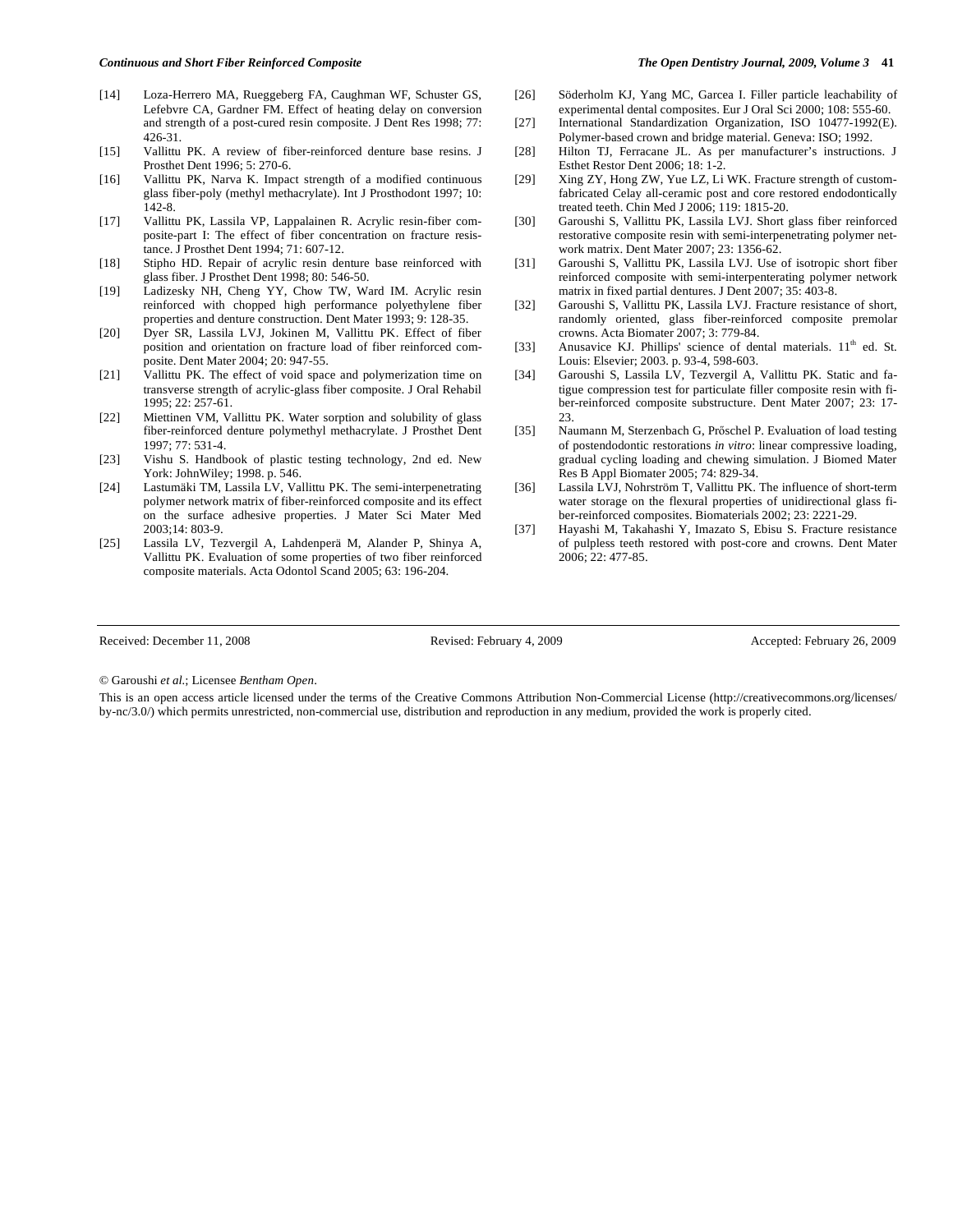[14] Loza-Herrero MA, Rueggeberg FA, Caughman WF, Schuster GS, Lefebvre CA, Gardner FM. Effect of heating delay on conversion and strength of a post-cured resin composite. J Dent Res 1998; 77: 426-31.

[15] Vallittu PK. A review of fiber-reinforced denture base resins. J Prosthet Dent 1996; 5: 270-6.

[16] Vallittu PK, Narva K. Impact strength of a modified continuous glass fiber-poly (methyl methacrylate). Int J Prosthodont 1997; 10: 142-8.

[17] Vallittu PK, Lassila VP, Lappalainen R. Acrylic resin-fiber composite-part I: The effect of fiber concentration on fracture resistance. J Prosthet Dent 1994; 71: 607-12.

[18] Stipho HD. Repair of acrylic resin denture base reinforced with glass fiber. J Prosthet Dent 1998; 80: 546-50.

[19] Ladizesky NH, Cheng YY, Chow TW, Ward IM. Acrylic resin reinforced with chopped high performance polyethylene fiber properties and denture construction. Dent Mater 1993; 9: 128-35.

[20] Dyer SR, Lassila LVJ, Jokinen M, Vallittu PK. Effect of fiber position and orientation on fracture load of fiber reinforced composite. Dent Mater 2004; 20: 947-55.

[21] Vallittu PK. The effect of void space and polymerization time on transverse strength of acrylic-glass fiber composite. J Oral Rehabil 1995; 22: 257-61.

[22] Miettinen VM, Vallittu PK. Water sorption and solubility of glass fiber-reinforced denture polymethyl methacrylate. J Prosthet Dent 1997; 77: 531-4.

[23] Vishu S. Handbook of plastic testing technology, 2nd ed. New York: JohnWiley; 1998. p. 546.

[24] Lastumäki TM, Lassila LV, Vallittu PK. The semi-interpenetrating polymer network matrix of fiber-reinforced composite and its effect on the surface adhesive properties. J Mater Sci Mater Med 2003;14: 803-9.

[25] Lassila LV, Tezvergil A, Lahdenperä M, Alander P, Shinya A, Vallittu PK. Evaluation of some properties of two fiber reinforced composite materials. Acta Odontol Scand 2005; 63: 196-204.

[26] Söderholm KJ, Yang MC, Garcea I. Filler particle leachability of experimental dental composites. Eur J Oral Sci 2000; 108: 555-60.

[27] International Standardization Organization, ISO 10477-1992(E). Polymer-based crown and bridge material. Geneva: ISO; 1992.

[28] Hilton TJ, Ferracane JL. As per manufacturer's instructions. J Esthet Restor Dent 2006; 18: 1-2.

[29] Xing ZY, Hong ZW, Yue LZ, Li WK. Fracture strength of custom-fabricated Celay all-ceramic post and core restored endodontically treated teeth. Chin Med J 2006; 119: 1815-20.

[30] Garoushi S, Vallittu PK, Lassila LVJ. Short glass fiber reinforced restorative composite resin with semi-interpenetrating polymer network matrix. Dent Mater 2007; 23: 1356-62.

[31] Garoushi S, Vallittu PK, Lassila LVJ. Use of isotropic short fiber reinforced composite with semi-interpenterating polymer network matrix in fixed partial dentures. J Dent 2007; 35: 403-8.

[32] Garoushi S, Vallittu PK, Lassila LVJ. Fracture resistance of short, randomly oriented, glass fiber-reinforced composite premolar crowns. Acta Biomater 2007; 3: 779-84.

[33] Anusavice KJ. Phillips' science of dental materials. 11th ed. St. Louis: Elsevier; 2003. p. 93-4, 598-603.

[34] Garoushi S, Lassila LV, Tezvergil A, Vallittu PK. Static and fatigue compression test for particulate filler composite resin with fiber-reinforced composite substructure. Dent Mater 2007; 23: 17-23.

[35] Naumann M, Sterzenbach G, Pröschel P. Evaluation of load testing of postendodontic restorations *in vitro*: linear compressive loading, gradual cycling loading and chewing simulation. J Biomed Mater Res B Appl Biomater 2005; 74: 829-34.

[36] Lassila LVJ, Nohrström T, Vallittu PK. The influence of short-term water storage on the flexural properties of unidirectional glass fiber-reinforced composites. Biomaterials 2002; 23: 2221-29.

[37] Hayashi M, Takahashi Y, Imazato S, Ebisu S. Fracture resistance of pulpless teeth restored with post-core and crowns. Dent Mater 2006; 22: 477-85.

Received: December 11, 2008 Revised: February 4, 2009 Accepted: February 26, 2009

© Garoushi *et al.*; Licensee *Bentham Open*.

This is an open access article licensed under the terms of the Creative Commons Attribution Non-Commercial License (http://creativecommons.org/licenses/by-nc/3.0/) which permits unrestricted, non-commercial use, distribution and reproduction in any medium, provided the work is properly cited.